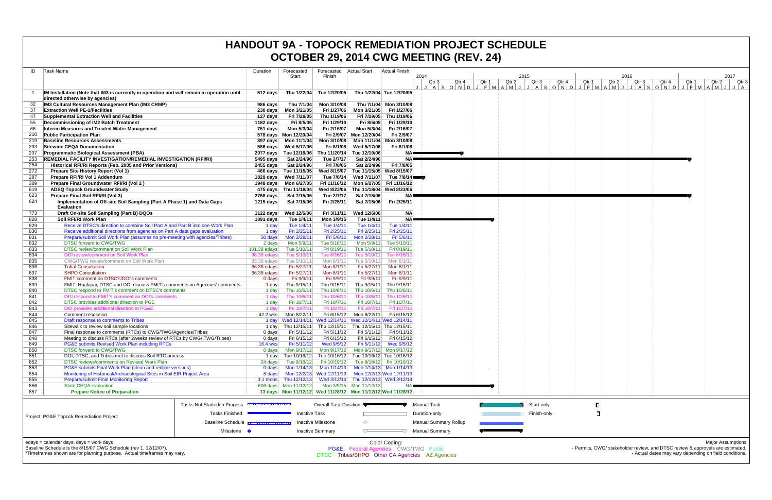# HANDOUT 9A - TOPOCK REMEDIATION PROJECT SCHEDULE
# OCTOBER 29, 2014 CWG MEETING (REV. 24)

| ID | Task Name | Duration | Forecasted Start | Forecasted Finish | Actual Start | Actual Finish |
|---|---|---|---|---|---|---|
| 1 | **IM Installation (Note that IM3 is currently in operation and will remain in operation until directed otherwise by agencies)** | **512 days** | **Thu 1/22/04** | **Tue 12/20/05** | **Thu 1/22/04** | **Tue 12/20/05** |
| 32 | **IM3 Cultural Resources Management Plan (IM3 CRMP)** | **986 days** | **Thu 7/1/04** | **Mon 3/10/08** | **Thu 7/1/04** | **Mon 3/10/08** |
| 37 | **Extraction Well PE-1/Facilities** | **230 days** | **Mon 3/21/05** | **Fri 1/27/06** | **Mon 3/21/05** | **Fri 1/27/06** |
| 47 | **Supplemental Extraction Well and Facilities** | **127 days** | **Fri 7/29/05** | **Thu 1/19/06** | **Fri 7/29/05** | **Thu 1/19/06** |
| 55 | **Decommissioning of IM2 Batch Treatment** | **1182 days** | **Fri 8/5/05** | **Fri 1/29/10** | **Fri 8/5/05** | **Fri 1/29/10** |
| 66 | **Interim Measures and Treated Water Management** | **751 days** | **Mon 5/3/04** | **Fri 2/16/07** | **Mon 5/3/04** | **Fri 2/16/07** |
| 210 | **Public Participation Plan** | **578 days** | **Mon 12/20/04** | **Fri 2/9/07** | **Mon 12/20/04** | **Fri 2/9/07** |
| 219 | **Baseline Resources Assessments** | **897 days** | **Mon 11/1/04** | **Mon 3/10/08** | **Mon 11/1/04** | **Mon 3/10/08** |
| 233 | **Sitewide CEQA Documentation** | **586 days** | **Wed 5/17/06** | **Fri 8/1/08** | **Wed 5/17/06** | **Fri 8/1/08** |
| 237 | **Programmatic Biological Assessment (PBA)** | **2077 days** | **Tue 12/19/06** | **Thu 11/20/14** | **Tue 12/19/06** | **NA** |
| 253 | **REMEDIAL FACILITY INVESTIGATION/REMEDIAL INVESTIGATION (RFI/RI)** | **5495 days** | **Sat 2/24/96** | **Tue 2/7/17** | **Sat 2/24/96** | **NA** |
| 254 | **Historical RFI/RI Reports (Feb. 2005 and Prior Versions)** | **2455 days** | **Sat 2/24/96** | **Fri 7/8/05** | **Sat 2/24/96** | **Fri 7/8/05** |
| 272 | **Prepare Site History Report (Vol 1)** | **466 days** | **Tue 11/15/05** | **Wed 8/15/07** | **Tue 11/15/05** | **Wed 8/15/07** |
| 287 | **Prepare RFI/RI Vol 1 Addendum** | **1829 days** | **Wed 7/11/07** | **Tue 7/8/14** | **Wed 7/11/07** | **Tue 7/8/14** |
| 309 | **Prepare Final Groundwater RFI/RI (Vol 2 )** | **1948 days** | **Mon 6/27/05** | **Fri 11/16/12** | **Mon 6/27/05** | **Fri 11/16/12** |
| 619 | **ADEQ Topock Groundwater Study** | **475 days** | **Thu 11/18/04** | **Wed 8/23/06** | **Thu 11/18/04** | **Wed 8/23/06** |
| 623 | **Prepare Final Soil RFI/RI (Vol 3)** | **2768 days** | **Sat 7/15/06** | **Tue 2/7/17** | **Sat 7/15/06** | **NA** |
| 624 | **Implementation of Off-site Soil Sampling (Part A Phase 1) and Data Gaps Evaluation** | **1215 days** | **Sat 7/15/06** | **Fri 2/25/11** | **Sat 7/15/06** | **Fri 2/25/11** |
| 773 | **Draft On-site Soil Sampling (Part B) DQOs** | **1122 days** | **Wed 12/6/06** | **Fri 3/11/11** | **Wed 12/6/06** | **NA** |
| 828 | **Soil RFI/RI Work Plan** | **1091 days** | **Tue 1/4/11** | **Mon 3/9/15** | **Tue 1/4/11** | **NA** |
| 829 | Receive DTSC's direction to combine Soil Part A and Part B into one Work Plan | 1 day | Tue 1/4/11 | Tue 1/4/11 | Tue 1/4/11 | Tue 1/4/11 |
| 830 | Receive additional directions from agencies on Part A data gaps evaluation | 1 day | Fri 2/25/11 | Fri 2/25/11 | Fri 2/25/11 | Fri 2/25/11 |
| 831 | Prepare/submit Soil Work Plan (assumes no pre-meeting with agencies/Tribes) | 50 days | Mon 2/28/11 | Fri 5/6/11 | Mon 2/28/11 | Fri 5/6/11 |
| 832 | DTSC forward to CWG/TWG | 2 days | Mon 5/9/11 | Tue 5/10/11 | Mon 5/9/11 | Tue 5/10/11 |
| 833 | DTSC review/comment on Soil Work Plan | 101.38 edays | Tue 5/10/11 | Fri 8/19/11 | Tue 5/10/11 | Fri 8/19/11 |
| 834 | DOI review/comment on Soil Work Plan | 98.38 edays | Tue 5/10/11 | Tue 8/16/11 | Tue 5/10/11 | Tue 8/16/11 |
| 835 | CWG/TWG review/comment on Soil Work Plan | 83.38 edays | Tue 5/10/11 | Mon 8/1/11 | Tue 5/10/11 | Mon 8/1/11 |
| 836 | Tribal Consultation | 66.38 edays | Fri 5/27/11 | Mon 8/1/11 | Fri 5/27/11 | Mon 8/1/11 |
| 837 | SHPO Consultation | 66.38 edays | Fri 5/27/11 | Mon 8/1/11 | Fri 5/27/11 | Mon 8/1/11 |
| 838 | FMIT comment on DTSC's/DOI's comments | 0 days | Fri 9/9/11 | Fri 9/9/11 | Fri 9/9/11 | Fri 9/9/11 |
| 839 | FMIT, Hualapai, DTSC and DOI discuss FMIT's comments on Agencies' comments | 1 day | Thu 9/15/11 | Thu 9/15/11 | Thu 9/15/11 | Thu 9/15/11 |
| 840 | DTSC respond to FMIT's comment on DTSC's comments | 1 day | Thu 10/6/11 | Thu 10/6/11 | Thu 10/6/11 | Thu 10/6/11 |
| 841 | DOI respond to FMIT's comment on DOI's comments | 1 day | Thu 10/6/11 | Thu 10/6/11 | Thu 10/6/11 | Thu 10/6/11 |
| 842 | DTSC provides additional direction to PGE | 1 day | Fri 10/7/11 | Fri 10/7/11 | Fri 10/7/11 | Fri 10/7/11 |
| 843 | DOI provides additional direction to PG&E | 1 day | Fri 10/7/11 | Fri 10/7/11 | Fri 10/7/11 | Fri 10/7/11 |
| 844 | Comment resolution | 42.2 wks | Mon 8/22/11 | Fri 6/15/12 | Mon 8/22/11 | Fri 6/15/12 |
| 845 | Draft response to comments to Tribes | 1 day | Wed 12/14/11 | Wed 12/14/11 | Wed 12/14/11 | Wed 12/14/11 |
| 846 | Sitewalk to review soil sample locations | 1 day | Thu 12/15/11 | Thu 12/15/11 | Thu 12/15/11 | Thu 12/15/11 |
| 847 | Final response to comments (RTCs) to CWG/TWG/Agencies/Tribes | 0 days | Fri 5/11/12 | Fri 5/11/12 | Fri 5/11/12 | Fri 5/11/12 |
| 848 | Meeting to discuss RTCs (after 2weeks review of RTCs by CWG/ TWG/Tribes) | 0 days | Fri 6/15/12 | Fri 6/15/12 | Fri 6/15/12 | Fri 6/15/12 |
| 849 | PG&E submits Revised Work Plan including RTCs | 16.4 wks | Fri 5/11/12 | Wed 9/5/12 | Fri 5/11/12 | Wed 9/5/12 |
| 850 | DTSC forward to CWG/TWG | 0 days | Mon 9/17/12 | Mon 9/17/12 | Mon 9/17/12 | Mon 9/17/12 |
| 851 | DOI, DTSC, and Tribes met to discuss Soil RTC process | 1 day | Tue 10/16/12 | Tue 10/16/12 | Tue 10/16/12 | Tue 10/16/12 |
| 852 | DTSC reviews/comments on Revised Work Plan | 24 days | Tue 9/18/12 | Fri 10/19/12 | Tue 9/18/12 | Fri 10/19/12 |
| 853 | PG&E submits Final Work Plan (clean and redline versions) | 0 days | Mon 1/14/13 | Mon 1/14/13 | Mon 1/14/13 | Mon 1/14/13 |
| 854 | Monitoring of Historical/Archaeological Sites in Soil EIR Project Area | 8 days | Mon 12/2/13 | Wed 12/11/13 | Mon 12/2/13 | Wed 12/11/13 |
| 855 | Prepare/submit Final Monitoring Report | 3.1 mons | Thu 12/12/13 | Wed 3/12/14 | Thu 12/12/13 | Wed 3/12/14 |
| 856 | State CEQA evaluation | 606 days | Mon 11/12/12 | Mon 3/9/15 | Mon 11/12/12 | NA |
| 857 | **Prepare Notice of Preparation** | **13 days** | **Mon 11/12/12** | **Wed 11/28/12** | **Mon 11/12/12** | **Wed 11/28/12** |

Project: PG&E Topock Remediation Project

Legend: Tasks Not Started/In Progess; Tasks Finished; Baseline Schedule; Milestone; Overall Task Duration; Inactive Task; Inactive Milestone; Inactive Summary; Manual Task; Duration-only; Manual Summary Rollup; Manual Summary; Start-only; Finish-only

edays = calendar days; days = work days
Baseline Schedule is the 8/15/07 CWG Schedule (rev 1, 12/12/07).
*Timeframes shown are for planning purpose. Actual timeframes may vary.

Color Coding:
PG&E Federal Agencies CWG/TWG Public
DTSC Tribes/SHPO Other CA Agencies AZ Agencies

Major Assumptions
- Permits, CWG/ stakeholder review, and DTSC review & approvals are estimated.
- Actual dates may vary depending on field conditions.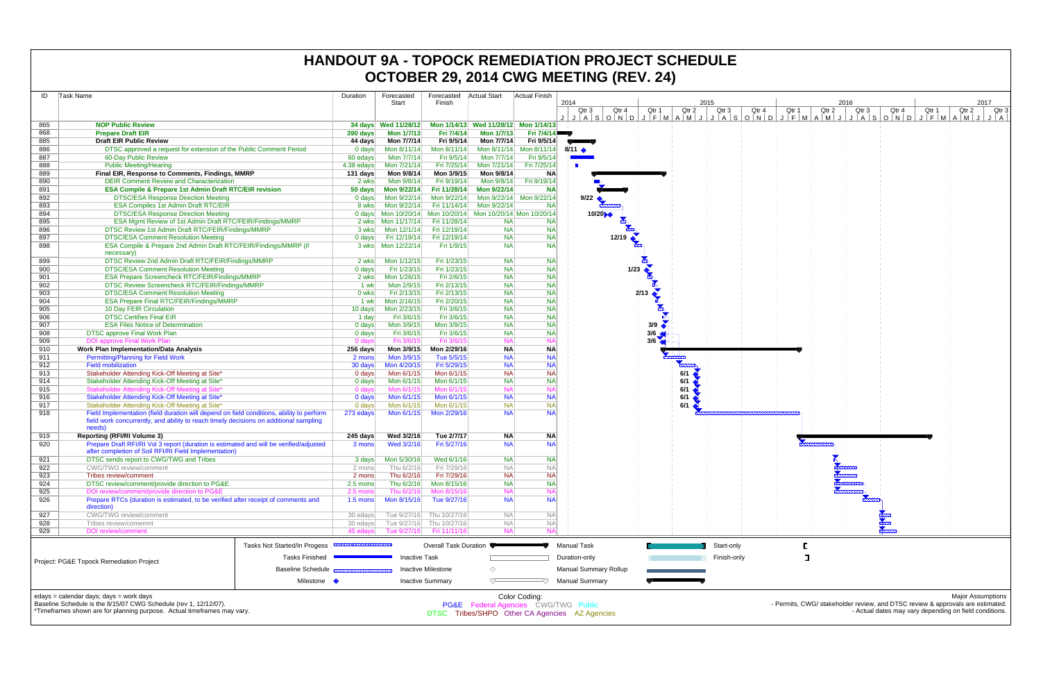# HANDOUT 9A - TOPOCK REMEDIATION PROJECT SCHEDULE
# OCTOBER 29, 2014 CWG MEETING (REV. 24)

| ID | Task Name | Duration | Forecasted Start | Forecasted Finish | Actual Start | Actual Finish |
|---|---|---|---|---|---|---|
| 865 | **NOP Public Review** | **34 days** | **Wed 11/28/12** | **Mon 1/14/13** | **Wed 11/28/12** | **Mon 1/14/13** |
| 868 | **Prepare Draft EIR** | **390 days** | **Mon 1/7/13** | **Fri 7/4/14** | **Mon 1/7/13** | **Fri 7/4/14** |
| 885 | **Draft EIR Public Review** | **44 days** | **Mon 7/7/14** | **Fri 9/5/14** | **Mon 7/7/14** | **Fri 9/5/14** |
| 886 | DTSC approved a request for extension of the Public Comment Period | 0 days | Mon 8/11/14 | Mon 8/11/14 | Mon 8/11/14 | Mon 8/11/14 |
| 887 | 60-Day Public Review | 60 edays | Mon 7/7/14 | Fri 9/5/14 | Mon 7/7/14 | Fri 9/5/14 |
| 888 | Public Meeting/Hearing | 4.38 edays | Mon 7/21/14 | Fri 7/25/14 | Mon 7/21/14 | Fri 7/25/14 |
| 889 | **Final EIR, Response to Comments, Findings, MMRP** | **131 days** | **Mon 9/8/14** | **Mon 3/9/15** | **Mon 9/8/14** | **NA** |
| 890 | DEIR Comment Review and Characterization | 2 wks | Mon 9/8/14 | Fri 9/19/14 | Mon 9/8/14 | Fri 9/19/14 |
| 891 | **ESA Compile & Prepare 1st Admin Draft RTC/EIR revision** | **50 days** | **Mon 9/22/14** | **Fri 11/28/14** | **Mon 9/22/14** | **NA** |
| 892 | DTSC/ESA Response Direction Meeting | 0 days | Mon 9/22/14 | Mon 9/22/14 | Mon 9/22/14 | Mon 9/22/14 |
| 893 | ESA Compiles 1st Admin Draft RTC/EIR | 8 wks | Mon 9/22/14 | Fri 11/14/14 | Mon 9/22/14 | NA |
| 894 | DTSC/ESA Response Direction Meeting | 0 days | Mon 10/20/14 | Mon 10/20/14 | Mon 10/20/14 | Mon 10/20/14 |
| 895 | ESA Mgmt Review of 1st Admin Draft RTC/FEIR/Findings/MMRP | 2 wks | Mon 11/17/14 | Fri 11/28/14 | NA | NA |
| 896 | DTSC Review 1st Admin Draft RTC/FEIR/Findings/MMRP | 3 wks | Mon 12/1/14 | Fri 12/19/14 | NA | NA |
| 897 | DTSC/ESA Comment Resolution Meeting | 0 days | Fri 12/19/14 | Fri 12/19/14 | NA | NA |
| 898 | ESA Compile & Prepare 2nd Admin Draft RTC/FEIR/Findings/MMRP (if necessary) | 3 wks | Mon 12/22/14 | Fri 1/9/15 | NA | NA |
| 899 | DTSC Review 2nd Admin Draft RTC/FEIR/Findings/MMRP | 2 wks | Mon 1/12/15 | Fri 1/23/15 | NA | NA |
| 900 | DTSC/ESA Comment Resolution Meeting | 0 days | Fri 1/23/15 | Fri 1/23/15 | NA | NA |
| 901 | ESA Prepare Screencheck RTC/FEIR/Findings/MMRP | 2 wks | Mon 1/26/15 | Fri 2/6/15 | NA | NA |
| 902 | DTSC Review Screencheck RTC/FEIR/Findings/MMRP | 1 wk | Mon 2/9/15 | Fri 2/13/15 | NA | NA |
| 903 | DTSC/ESA Comment Resolution Meeting | 0 wks | Fri 2/13/15 | Fri 2/13/15 | NA | NA |
| 904 | ESA Prepare Final RTC/FEIR/Findings/MMRP | 1 wk | Mon 2/16/15 | Fri 2/20/15 | NA | NA |
| 905 | 10 Day FEIR Circulation | 10 days | Mon 2/23/15 | Fri 3/6/15 | NA | NA |
| 906 | DTSC Certifies Final EIR | 1 day | Fri 3/6/15 | Fri 3/6/15 | NA | NA |
| 907 | ESA Files Notice of Determination | 0 days | Mon 3/9/15 | Mon 3/9/15 | NA | NA |
| 908 | DTSC approve Final Work Plan | 0 days | Fri 3/6/15 | Fri 3/6/15 | NA | NA |
| 909 | DOI approve Final Work Plan | 0 days | Fri 3/6/15 | Fri 3/6/15 | NA | NA |
| 910 | **Work Plan Implementation/Data Analysis** | **256 days** | **Mon 3/9/15** | **Mon 2/29/16** | **NA** | **NA** |
| 911 | Permitting/Planning for Field Work | 2 mons | Mon 3/9/15 | Tue 5/5/15 | NA | NA |
| 912 | Field mobilization | 30 days | Mon 4/20/15 | Fri 5/29/15 | NA | NA |
| 913 | Stakeholder Attending Kick-Off Meeting at Site* | 0 days | Mon 6/1/15 | Mon 6/1/15 | NA | NA |
| 914 | Stakeholder Attending Kick-Off Meeting at Site* | 0 days | Mon 6/1/15 | Mon 6/1/15 | NA | NA |
| 915 | Stakeholder Attending Kick-Off Meeting at Site* | 0 days | Mon 6/1/15 | Mon 6/1/15 | NA | NA |
| 916 | Stakeholder Attending Kick-Off Meeting at Site* | 0 days | Mon 6/1/15 | Mon 6/1/15 | NA | NA |
| 917 | Stakeholder Attending Kick-Off Meeting at Site* | 0 days | Mon 6/1/15 | Mon 6/1/15 | NA | NA |
| 918 | Field Implementation (field duration will depend on field conditions, ability to perform field work concurrently, and ability to reach timely decisions on additional sampling needs) | 273 edays | Mon 6/1/15 | Mon 2/29/16 | NA | NA |
| 919 | **Reporting (RFI/RI Volume 3)** | **245 days** | **Wed 3/2/16** | **Tue 2/7/17** | **NA** | **NA** |
| 920 | Prepare Draft RFI/RI Vol 3 report (duration is estimated and will be verified/adjusted after completion of Soil RFI/RI Field Implementation) | 3 mons | Wed 3/2/16 | Fri 5/27/16 | NA | NA |
| 921 | DTSC sends report to CWG/TWG and Tribes | 3 days | Mon 5/30/16 | Wed 6/1/16 | NA | NA |
| 922 | CWG/TWG review/comment | 2 mons | Thu 6/2/16 | Fri 7/29/16 | NA | NA |
| 923 | Tribes review/comment | 2 mons | Thu 6/2/16 | Fri 7/29/16 | NA | NA |
| 924 | DTSC review/comment/provide direction to PG&E | 2.5 mons | Thu 6/2/16 | Mon 8/15/16 | NA | NA |
| 925 | DOI review/comment/provide direction to PG&E | 2.5 mons | Thu 6/2/16 | Mon 8/15/16 | NA | NA |
| 926 | Prepare RTCs (duration is estimated, to be verified after receipt of comments and direction) | 1.5 mons | Mon 8/15/16 | Tue 9/27/16 | NA | NA |
| 927 | CWG/TWG review/comment | 30 edays | Tue 9/27/16 | Thu 10/27/16 | NA | NA |
| 928 | Tribes review/comemnt | 30 edays | Tue 9/27/16 | Thu 10/27/16 | NA | NA |
| 929 | DOI review/comment | 45 edays | Tue 9/27/16 | Fri 11/11/16 | NA | NA |

Project: PG&E Topock Remediation Project

Legend: Tasks Not Started/In Progess; Tasks Finished; Baseline Schedule; Milestone; Overall Task Duration; Inactive Task; Inactive Milestone; Inactive Summary; Manual Task; Duration-only; Manual Summary Rollup; Manual Summary; Start-only; Finish-only

edays = calendar days; days = work days
Baseline Schedule is the 8/15/07 CWG Schedule (rev 1, 12/12/07).
*Timeframes shown are for planning purpose. Actual timeframes may vary.

Color Coding:
PG&E Federal Agencies CWG/TWG Public
DTSC Tribes/SHPO Other CA Agencies AZ Agencies

Major Assumptions
- Permits, CWG/ stakeholder review, and DTSC review & approvals are estimated.
- Actual dates may vary depending on field conditions.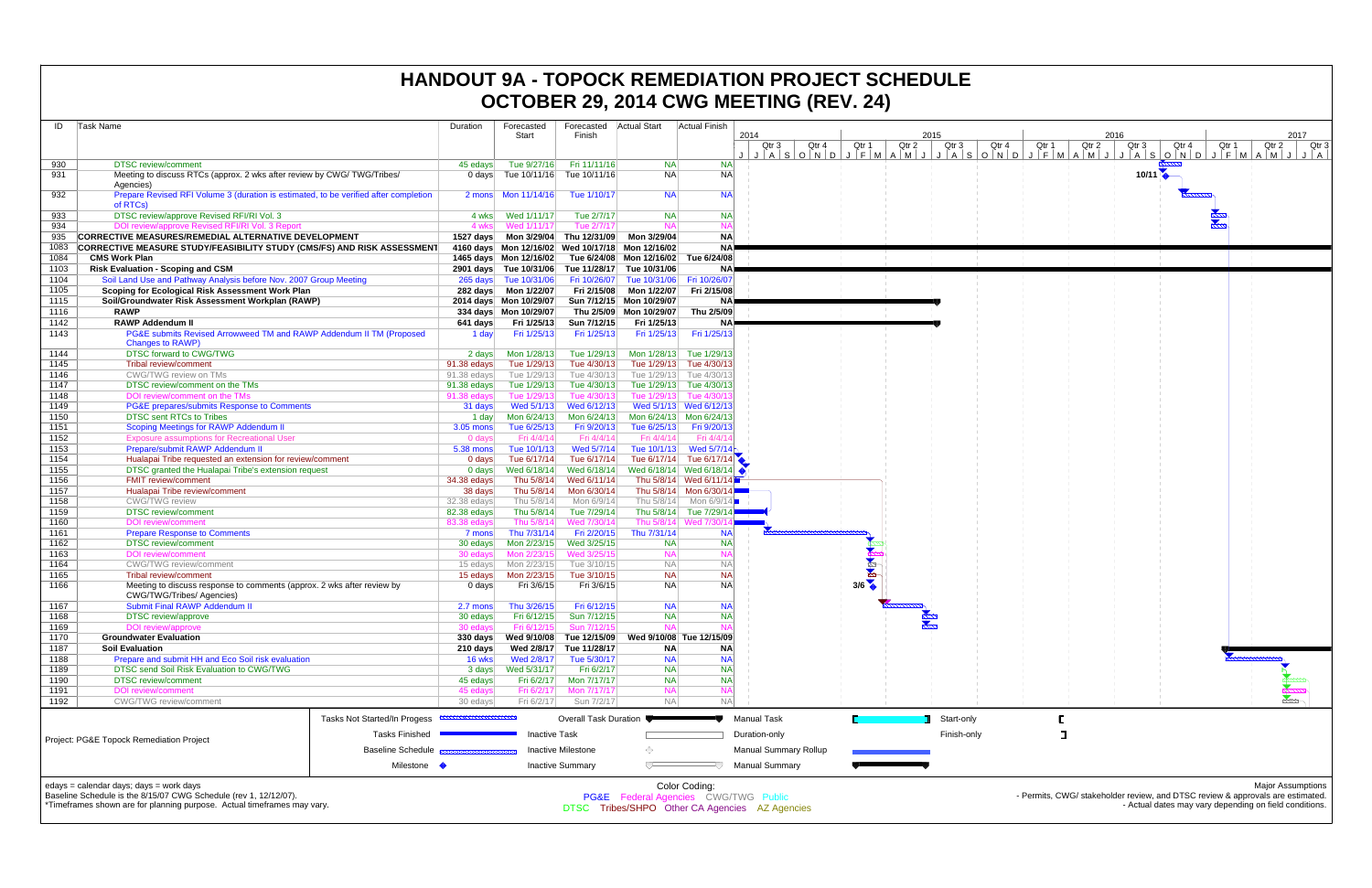# HANDOUT 9A - TOPOCK REMEDIATION PROJECT SCHEDULE
# OCTOBER 29, 2014 CWG MEETING (REV. 24)

| ID | Task Name | Duration | Forecasted Start | Forecasted Finish | Actual Start | Actual Finish |
|---|---|---|---|---|---|---|
| 930 | DTSC review/comment | 45 edays | Tue 9/27/16 | Fri 11/11/16 | NA | NA |
| 931 | Meeting to discuss RTCs (approx. 2 wks after review by CWG/ TWG/Tribes/ Agencies) | 0 days | Tue 10/11/16 | Tue 10/11/16 | NA | NA |
| 932 | Prepare Revised RFI Volume 3 (duration is estimated, to be verified after completion of RTCs) | 2 mons | Mon 11/14/16 | Tue 1/10/17 | NA | NA |
| 933 | DTSC review/approve Revised RFI/RI Vol. 3 | 4 wks | Wed 1/11/17 | Tue 2/7/17 | NA | NA |
| 934 | DOI review/approve Revised RFI/RI Vol. 3 Report | 4 wks | Wed 1/11/17 | Tue 2/7/17 | NA | NA |
| 935 | **CORRECTIVE MEASURES/REMEDIAL ALTERNATIVE DEVELOPMENT** | **1527 days** | **Mon 3/29/04** | **Thu 12/31/09** | **Mon 3/29/04** | **NA** |
| 1083 | **CORRECTIVE MEASURE STUDY/FEASIBILITY STUDY (CMS/FS) AND RISK ASSESSMENT** | **4160 days** | **Mon 12/16/02** | **Wed 10/17/18** | **Mon 12/16/02** | **NA** |
| 1084 | **CMS Work Plan** | **1465 days** | **Mon 12/16/02** | **Tue 6/24/08** | **Mon 12/16/02** | **Tue 6/24/08** |
| 1103 | **Risk Evaluation - Scoping and CSM** | **2901 days** | **Tue 10/31/06** | **Tue 11/28/17** | **Tue 10/31/06** | **NA** |
| 1104 | Soil Land Use and Pathway Analysis before Nov. 2007 Group Meeting | 265 days | Tue 10/31/06 | Fri 10/26/07 | Tue 10/31/06 | Fri 10/26/07 |
| 1105 | **Scoping for Ecological Risk Assessment Work Plan** | **282 days** | **Mon 1/22/07** | **Fri 2/15/08** | **Mon 1/22/07** | **Fri 2/15/08** |
| 1115 | **Soil/Groundwater Risk Assessment Workplan (RAWP)** | **2014 days** | **Mon 10/29/07** | **Sun 7/12/15** | **Mon 10/29/07** | **NA** |
| 1116 | **RAWP** | **334 days** | **Mon 10/29/07** | **Thu 2/5/09** | **Mon 10/29/07** | **Thu 2/5/09** |
| 1142 | **RAWP Addendum II** | **641 days** | **Fri 1/25/13** | **Sun 7/12/15** | **Fri 1/25/13** | **NA** |
| 1143 | PG&E submits Revised Arrowweed TM and RAWP Addendum II TM (Proposed Changes to RAWP) | 1 day | Fri 1/25/13 | Fri 1/25/13 | Fri 1/25/13 | Fri 1/25/13 |
| 1144 | DTSC forward to CWG/TWG | 2 days | Mon 1/28/13 | Tue 1/29/13 | Mon 1/28/13 | Tue 1/29/13 |
| 1145 | Tribal review/comment | 91.38 edays | Tue 1/29/13 | Tue 4/30/13 | Tue 1/29/13 | Tue 4/30/13 |
| 1146 | CWG/TWG review on TMs | 91.38 edays | Tue 1/29/13 | Tue 4/30/13 | Tue 1/29/13 | Tue 4/30/13 |
| 1147 | DTSC review/comment on the TMs | 91.38 edays | Tue 1/29/13 | Tue 4/30/13 | Tue 1/29/13 | Tue 4/30/13 |
| 1148 | DOI review/comment on the TMs | 91.38 edays | Tue 1/29/13 | Tue 4/30/13 | Tue 1/29/13 | Tue 4/30/13 |
| 1149 | PG&E prepares/submits Response to Comments | 31 days | Wed 5/1/13 | Wed 6/12/13 | Wed 5/1/13 | Wed 6/12/13 |
| 1150 | DTSC sent RTCs to Tribes | 1 day | Mon 6/24/13 | Mon 6/24/13 | Mon 6/24/13 | Mon 6/24/13 |
| 1151 | Scoping Meetings for RAWP Addendum II | 3.05 mons | Tue 6/25/13 | Fri 9/20/13 | Tue 6/25/13 | Fri 9/20/13 |
| 1152 | Exposure assumptions for Recreational User | 0 days | Fri 4/4/14 | Fri 4/4/14 | Fri 4/4/14 | Fri 4/4/14 |
| 1153 | Prepare/submit RAWP Addendum II | 5.38 mons | Tue 10/1/13 | Wed 5/7/14 | Tue 10/1/13 | Wed 5/7/14 |
| 1154 | Hualapai Tribe requested an extension for review/comment | 0 days | Tue 6/17/14 | Tue 6/17/14 | Tue 6/17/14 | Tue 6/17/14 |
| 1155 | DTSC granted the Hualapai Tribe's extension request | 0 days | Wed 6/18/14 | Wed 6/18/14 | Wed 6/18/14 | Wed 6/18/14 |
| 1156 | FMIT review/comment | 34.38 edays | Thu 5/8/14 | Wed 6/11/14 | Thu 5/8/14 | Wed 6/11/14 |
| 1157 | Hualapai Tribe review/comment | 38 days | Thu 5/8/14 | Mon 6/30/14 | Thu 5/8/14 | Mon 6/30/14 |
| 1158 | CWG/TWG review | 32.38 edays | Thu 5/8/14 | Mon 6/9/14 | Thu 5/8/14 | Mon 6/9/14 |
| 1159 | DTSC review/comment | 82.38 edays | Thu 5/8/14 | Tue 7/29/14 | Thu 5/8/14 | Tue 7/29/14 |
| 1160 | DOI review/comment | 83.38 edays | Thu 5/8/14 | Wed 7/30/14 | Thu 5/8/14 | Wed 7/30/14 |
| 1161 | Prepare Response to Comments | 7 mons | Thu 7/31/14 | Fri 2/20/15 | Thu 7/31/14 | NA |
| 1162 | DTSC review/comment | 30 edays | Mon 2/23/15 | Wed 3/25/15 | NA | NA |
| 1163 | DOI review/comment | 30 edays | Mon 2/23/15 | Wed 3/25/15 | NA | NA |
| 1164 | CWG/TWG review/comment | 15 edays | Mon 2/23/15 | Tue 3/10/15 | NA | NA |
| 1165 | Tribal review/comment | 15 edays | Mon 2/23/15 | Tue 3/10/15 | NA | NA |
| 1166 | Meeting to discuss response to comments (approx. 2 wks after review by CWG/TWG/Tribes/ Agencies) | 0 days | Fri 3/6/15 | Fri 3/6/15 | NA | NA |
| 1167 | Submit Final RAWP Addendum II | 2.7 mons | Thu 3/26/15 | Fri 6/12/15 | NA | NA |
| 1168 | DTSC review/approve | 30 edays | Fri 6/12/15 | Sun 7/12/15 | NA | NA |
| 1169 | DOI review/approve | 30 edays | Fri 6/12/15 | Sun 7/12/15 | NA | NA |
| 1170 | **Groundwater Evaluation** | **330 days** | **Wed 9/10/08** | **Tue 12/15/09** | **Wed 9/10/08** | **Tue 12/15/09** |
| 1187 | **Soil Evaluation** | **210 days** | **Wed 2/8/17** | **Tue 11/28/17** | **NA** | **NA** |
| 1188 | Prepare and submit HH and Eco Soil risk evaluation | 16 wks | Wed 2/8/17 | Tue 5/30/17 | NA | NA |
| 1189 | DTSC send Soil Risk Evaluation to CWG/TWG | 3 days | Wed 5/31/17 | Fri 6/2/17 | NA | NA |
| 1190 | DTSC review/comment | 45 edays | Fri 6/2/17 | Mon 7/17/17 | NA | NA |
| 1191 | DOI review/comment | 45 edays | Fri 6/2/17 | Mon 7/17/17 | NA | NA |
| 1192 | CWG/TWG review/comment | 30 edays | Fri 6/2/17 | Sun 7/2/17 | NA | NA |

Gantt chart milestone labels: 10/11 (ID 931); 3/6 (ID 1166).

Project: PG&E Topock Remediation Project

Legend: Tasks Not Started/In Progess; Tasks Finished; Baseline Schedule; Milestone; Overall Task Duration; Inactive Task; Inactive Milestone; Inactive Summary; Manual Task; Duration-only; Manual Summary Rollup; Manual Summary; Start-only; Finish-only

edays = calendar days; days = work days
Baseline Schedule is the 8/15/07 CWG Schedule (rev 1, 12/12/07).
*Timeframes shown are for planning purpose. Actual timeframes may vary.

Color Coding:
PG&E Federal Agencies CWG/TWG Public
DTSC Tribes/SHPO Other CA Agencies AZ Agencies

Major Assumptions
- Permits, CWG/ stakeholder review, and DTSC review & approvals are estimated.
- Actual dates may vary depending on field conditions.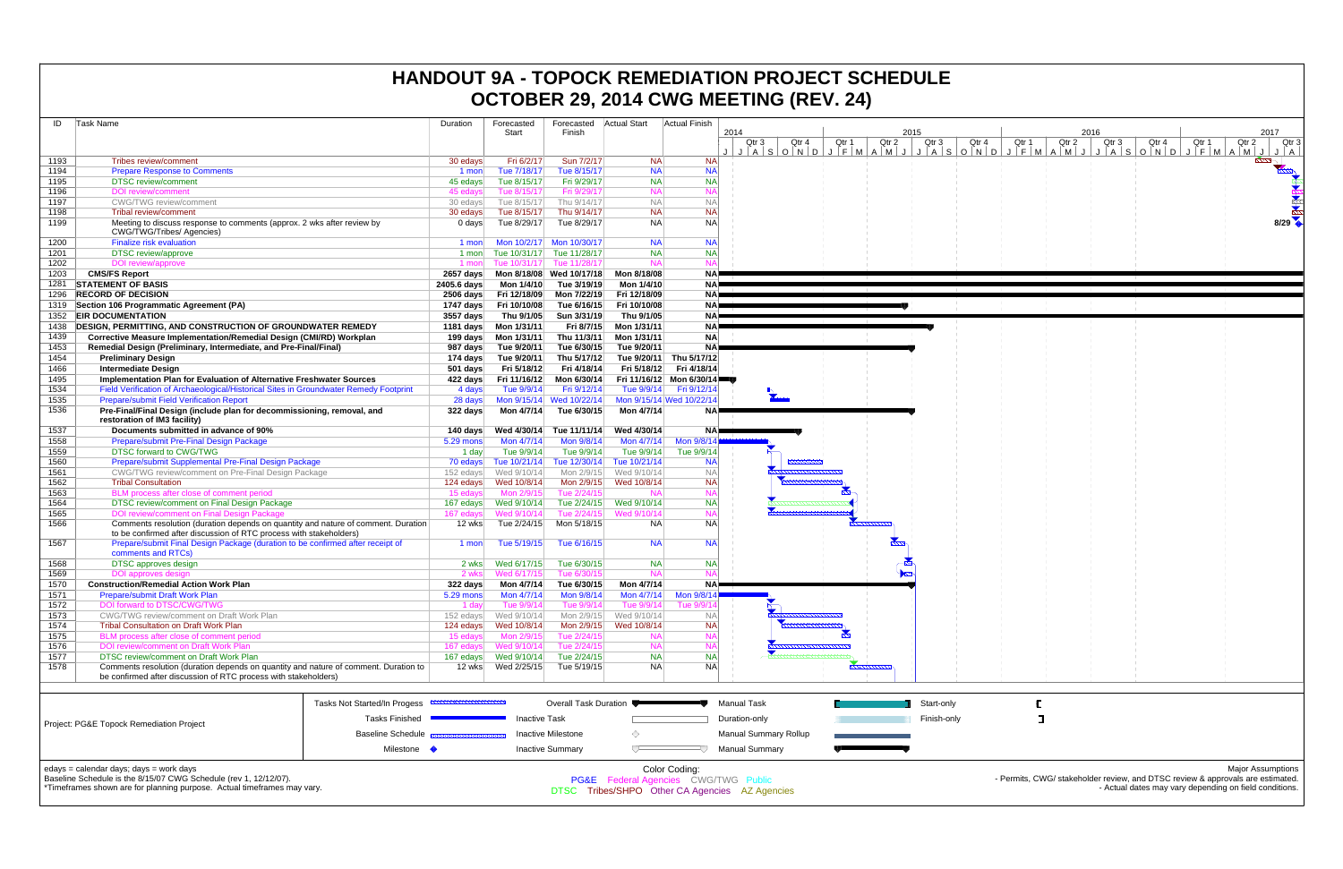# HANDOUT 9A - TOPOCK REMEDIATION PROJECT SCHEDULE
# OCTOBER 29, 2014 CWG MEETING (REV. 24)

| ID | Task Name | Duration | Forecasted Start | Forecasted Finish | Actual Start | Actual Finish |
|---|---|---|---|---|---|---|
| 1193 | Tribes review/comment | 30 edays | Fri 6/2/17 | Sun 7/2/17 | NA | NA |
| 1194 | Prepare Response to Comments | 1 mon | Tue 7/18/17 | Tue 8/15/17 | NA | NA |
| 1195 | DTSC review/comment | 45 edays | Tue 8/15/17 | Fri 9/29/17 | NA | NA |
| 1196 | DOI review/comment | 45 edays | Tue 8/15/17 | Fri 9/29/17 | NA | NA |
| 1197 | CWG/TWG review/comment | 30 edays | Tue 8/15/17 | Thu 9/14/17 | NA | NA |
| 1198 | Tribal review/comment | 30 edays | Tue 8/15/17 | Thu 9/14/17 | NA | NA |
| 1199 | Meeting to discuss response to comments (approx. 2 wks after review by CWG/TWG/Tribes/ Agencies) | 0 days | Tue 8/29/17 | Tue 8/29/17 | NA | NA |
| 1200 | Finalize risk evaluation | 1 mon | Mon 10/2/17 | Mon 10/30/17 | NA | NA |
| 1201 | DTSC review/approve | 1 mon | Tue 10/31/17 | Tue 11/28/17 | NA | NA |
| 1202 | DOI review/approve | 1 mon | Tue 10/31/17 | Tue 11/28/17 | NA | NA |
| 1203 | **CMS/FS Report** | **2657 days** | **Mon 8/18/08** | **Wed 10/17/18** | **Mon 8/18/08** | **NA** |
| 1281 | **STATEMENT OF BASIS** | **2405.6 days** | **Mon 1/4/10** | **Tue 3/19/19** | **Mon 1/4/10** | **NA** |
| 1296 | **RECORD OF DECISION** | **2506 days** | **Fri 12/18/09** | **Mon 7/22/19** | **Fri 12/18/09** | **NA** |
| 1319 | **Section 106 Programmatic Agreement (PA)** | **1747 days** | **Fri 10/10/08** | **Tue 6/16/15** | **Fri 10/10/08** | **NA** |
| 1352 | **EIR DOCUMENTATION** | **3557 days** | **Thu 9/1/05** | **Sun 3/31/19** | **Thu 9/1/05** | **NA** |
| 1438 | **DESIGN, PERMITTING, AND CONSTRUCTION OF GROUNDWATER REMEDY** | **1181 days** | **Mon 1/31/11** | **Fri 8/7/15** | **Mon 1/31/11** | **NA** |
| 1439 | **Corrective Measure Implementation/Remedial Design (CMI/RD) Workplan** | **199 days** | **Mon 1/31/11** | **Thu 11/3/11** | **Mon 1/31/11** | **NA** |
| 1453 | **Remedial Design (Preliminary, Intermediate, and Pre-Final/Final)** | **987 days** | **Tue 9/20/11** | **Tue 6/30/15** | **Tue 9/20/11** | **NA** |
| 1454 | **Preliminary Design** | **174 days** | **Tue 9/20/11** | **Thu 5/17/12** | **Tue 9/20/11** | **Thu 5/17/12** |
| 1466 | **Intermediate Design** | **501 days** | **Fri 5/18/12** | **Fri 4/18/14** | **Fri 5/18/12** | **Fri 4/18/14** |
| 1495 | **Implementation Plan for Evaluation of Alternative Freshwater Sources** | **422 days** | **Fri 11/16/12** | **Mon 6/30/14** | **Fri 11/16/12** | **Mon 6/30/14** |
| 1534 | Field Verification of Archaeological/Historical Sites in Groundwater Remedy Footprint | 4 days | Tue 9/9/14 | Fri 9/12/14 | Tue 9/9/14 | Fri 9/12/14 |
| 1535 | Prepare/submit Field Verification Report | 28 days | Mon 9/15/14 | Wed 10/22/14 | Mon 9/15/14 | Wed 10/22/14 |
| 1536 | **Pre-Final/Final Design (include plan for decommissioning, removal, and restoration of IM3 facility)** | **322 days** | **Mon 4/7/14** | **Tue 6/30/15** | **Mon 4/7/14** | **NA** |
| 1537 | **Documents submitted in advance of 90%** | **140 days** | **Wed 4/30/14** | **Tue 11/11/14** | **Wed 4/30/14** | **NA** |
| 1558 | Prepare/submit Pre-Final Design Package | 5.29 mons | Mon 4/7/14 | Mon 9/8/14 | Mon 4/7/14 | Mon 9/8/14 |
| 1559 | DTSC forward to CWG/TWG | 1 day | Tue 9/9/14 | Tue 9/9/14 | Tue 9/9/14 | Tue 9/9/14 |
| 1560 | Prepare/submit Supplemental Pre-Final Design Package | 70 edays | Tue 10/21/14 | Tue 12/30/14 | Tue 10/21/14 | NA |
| 1561 | CWG/TWG review/comment on Pre-Final Design Package | 152 edays | Wed 9/10/14 | Mon 2/9/15 | Wed 9/10/14 | NA |
| 1562 | Tribal Consultation | 124 edays | Wed 10/8/14 | Mon 2/9/15 | Wed 10/8/14 | NA |
| 1563 | BLM process after close of comment period | 15 edays | Mon 2/9/15 | Tue 2/24/15 | NA | NA |
| 1564 | DTSC review/comment on Final Design Package | 167 edays | Wed 9/10/14 | Tue 2/24/15 | Wed 9/10/14 | NA |
| 1565 | DOI review/comment on Final Design Package | 167 edays | Wed 9/10/14 | Tue 2/24/15 | Wed 9/10/14 | NA |
| 1566 | Comments resolution (duration depends on quantity and nature of comment. Duration to be confirmed after discussion of RTC process with stakeholders) | 12 wks | Tue 2/24/15 | Mon 5/18/15 | NA | NA |
| 1567 | Prepare/submit Final Design Package (duration to be confirmed after receipt of comments and RTCs) | 1 mon | Tue 5/19/15 | Tue 6/16/15 | NA | NA |
| 1568 | DTSC approves design | 2 wks | Wed 6/17/15 | Tue 6/30/15 | NA | NA |
| 1569 | DOI approves design | 2 wks | Wed 6/17/15 | Tue 6/30/15 | NA | NA |
| 1570 | **Construction/Remedial Action Work Plan** | **322 days** | **Mon 4/7/14** | **Tue 6/30/15** | **Mon 4/7/14** | **NA** |
| 1571 | Prepare/submit Draft Work Plan | 5.29 mons | Mon 4/7/14 | Mon 9/8/14 | Mon 4/7/14 | Mon 9/8/14 |
| 1572 | DOI forward to DTSC/CWG/TWG | 1 day | Tue 9/9/14 | Tue 9/9/14 | Tue 9/9/14 | Tue 9/9/14 |
| 1573 | CWG/TWG review/comment on Draft Work Plan | 152 edays | Wed 9/10/14 | Mon 2/9/15 | Wed 9/10/14 | NA |
| 1574 | Tribal Consultation on Draft Work Plan | 124 edays | Wed 10/8/14 | Mon 2/9/15 | Wed 10/8/14 | NA |
| 1575 | BLM process after close of comment period | 15 edays | Mon 2/9/15 | Tue 2/24/15 | NA | NA |
| 1576 | DOI review/comment on Draft Work Plan | 167 edays | Wed 9/10/14 | Tue 2/24/15 | NA | NA |
| 1577 | DTSC review/comment on Draft Work Plan | 167 edays | Wed 9/10/14 | Tue 2/24/15 | NA | NA |
| 1578 | Comments resolution (duration depends on quantity and nature of comment. Duration to be confirmed after discussion of RTC process with stakeholders) | 12 wks | Wed 2/25/15 | Tue 5/19/15 | NA | NA |

Project: PG&E Topock Remediation Project

Legend: Tasks Not Started/In Progess; Tasks Finished; Baseline Schedule; Milestone; Overall Task Duration; Inactive Task; Inactive Milestone; Inactive Summary; Manual Task; Duration-only; Manual Summary Rollup; Manual Summary; Start-only; Finish-only

edays = calendar days; days = work days
Baseline Schedule is the 8/15/07 CWG Schedule (rev 1, 12/12/07).
*Timeframes shown are for planning purpose. Actual timeframes may vary.

Color Coding:
PG&E Federal Agencies CWG/TWG Public
DTSC Tribes/SHPO Other CA Agencies AZ Agencies

Major Assumptions
- Permits, CWG/ stakeholder review, and DTSC review & approvals are estimated.
- Actual dates may vary depending on field conditions.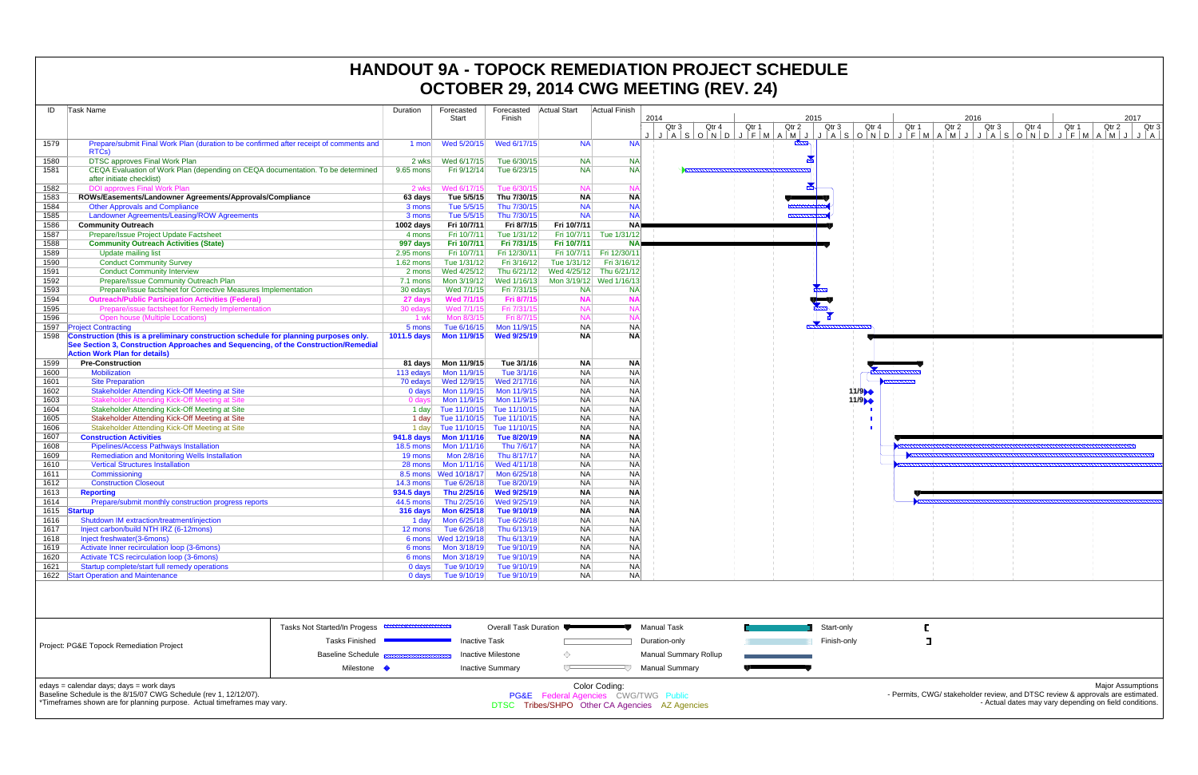# HANDOUT 9A - TOPOCK REMEDIATION PROJECT SCHEDULE
# OCTOBER 29, 2014 CWG MEETING (REV. 24)

| ID | Task Name | Duration | Forecasted Start | Forecasted Finish | Actual Start | Actual Finish |
|---|---|---|---|---|---|---|
| 1579 | Prepare/submit Final Work Plan (duration to be confirmed after receipt of comments and RTCs) | 1 mon | Wed 5/20/15 | Wed 6/17/15 | NA | NA |
| 1580 | DTSC approves Final Work Plan | 2 wks | Wed 6/17/15 | Tue 6/30/15 | NA | NA |
| 1581 | CEQA Evaluation of Work Plan (depending on CEQA documentation. To be determined after initiate checklist) | 9.65 mons | Fri 9/12/14 | Tue 6/23/15 | NA | NA |
| 1582 | DOI approves Final Work Plan | 2 wks | Wed 6/17/15 | Tue 6/30/15 | NA | NA |
| 1583 | **ROWs/Easements/Landowner Agreements/Approvals/Compliance** | **63 days** | **Tue 5/5/15** | **Thu 7/30/15** | **NA** | **NA** |
| 1584 | Other Approvals and Compliance | 3 mons | Tue 5/5/15 | Thu 7/30/15 | NA | NA |
| 1585 | Landowner Agreements/Leasing/ROW Agreements | 3 mons | Tue 5/5/15 | Thu 7/30/15 | NA | NA |
| 1586 | **Community Outreach** | **1002 days** | **Fri 10/7/11** | **Fri 8/7/15** | **Fri 10/7/11** | **NA** |
| 1587 | Prepare/Issue Project Update Factsheet | 4 mons | Fri 10/7/11 | Tue 1/31/12 | Fri 10/7/11 | Tue 1/31/12 |
| 1588 | **Community Outreach Activities (State)** | **997 days** | **Fri 10/7/11** | **Fri 7/31/15** | **Fri 10/7/11** | **NA** |
| 1589 | Update mailing list | 2.95 mons | Fri 10/7/11 | Fri 12/30/11 | Fri 10/7/11 | Fri 12/30/11 |
| 1590 | Conduct Community Survey | 1.62 mons | Tue 1/31/12 | Fri 3/16/12 | Tue 1/31/12 | Fri 3/16/12 |
| 1591 | Conduct Community Interview | 2 mons | Wed 4/25/12 | Thu 6/21/12 | Wed 4/25/12 | Thu 6/21/12 |
| 1592 | Prepare/Issue Community Outreach Plan | 7.1 mons | Mon 3/19/12 | Wed 1/16/13 | Mon 3/19/12 | Wed 1/16/13 |
| 1593 | Prepare/Issue factsheet for Corrective Measures Implementation | 30 edays | Wed 7/1/15 | Fri 7/31/15 | NA | NA |
| 1594 | **Outreach/Public Participation Activities (Federal)** | **27 days** | **Wed 7/1/15** | **Fri 8/7/15** | **NA** | **NA** |
| 1595 | Prepare/issue factsheet for Remedy Implementation | 30 edays | Wed 7/1/15 | Fri 7/31/15 | NA | NA |
| 1596 | Open house (Multiple Locations) | 1 wk | Mon 8/3/15 | Fri 8/7/15 | NA | NA |
| 1597 | Project Contracting | 5 mons | Tue 6/16/15 | Mon 11/9/15 | NA | NA |
| 1598 | **Construction (this is a preliminary construction schedule for planning purposes only. See Section 3. Construction Approaches and Sequencing, of the Construction/Remedial Action Work Plan for details)** | **1011.5 days** | **Mon 11/9/15** | **Wed 9/25/19** | **NA** | **NA** |
| 1599 | **Pre-Construction** | **81 days** | **Mon 11/9/15** | **Tue 3/1/16** | **NA** | **NA** |
| 1600 | Mobilization | 113 edays | Mon 11/9/15 | Tue 3/1/16 | NA | NA |
| 1601 | Site Preparation | 70 edays | Wed 12/9/15 | Wed 2/17/16 | NA | NA |
| 1602 | Stakeholder Attending Kick-Off Meeting at Site | 0 days | Mon 11/9/15 | Mon 11/9/15 | NA | NA |
| 1603 | Stakeholder Attending Kick-Off Meeting at Site | 0 days | Mon 11/9/15 | Mon 11/9/15 | NA | NA |
| 1604 | Stakeholder Attending Kick-Off Meeting at Site | 1 day | Tue 11/10/15 | Tue 11/10/15 | NA | NA |
| 1605 | Stakeholder Attending Kick-Off Meeting at Site | 1 day | Tue 11/10/15 | Tue 11/10/15 | NA | NA |
| 1606 | Stakeholder Attending Kick-Off Meeting at Site | 1 day | Tue 11/10/15 | Tue 11/10/15 | NA | NA |
| 1607 | **Construction Activities** | **941.8 days** | **Mon 1/11/16** | **Tue 8/20/19** | **NA** | **NA** |
| 1608 | Pipelines/Access Pathways Installation | 18.5 mons | Mon 1/11/16 | Thu 7/6/17 | NA | NA |
| 1609 | Remediation and Monitoring Wells Installation | 19 mons | Mon 2/8/16 | Thu 8/17/17 | NA | NA |
| 1610 | Vertical Structures Installation | 28 mons | Mon 1/11/16 | Wed 4/11/18 | NA | NA |
| 1611 | Commissioning | 8.5 mons | Wed 10/18/17 | Mon 6/25/18 | NA | NA |
| 1612 | Construction Closeout | 14.3 mons | Tue 6/26/18 | Tue 8/20/19 | NA | NA |
| 1613 | **Reporting** | **934.5 days** | **Thu 2/25/16** | **Wed 9/25/19** | **NA** | **NA** |
| 1614 | Prepare/submit monthly construction progress reports | 44.5 mons | Thu 2/25/16 | Wed 9/25/19 | NA | NA |
| 1615 | **Startup** | **316 days** | **Mon 6/25/18** | **Tue 9/10/19** | **NA** | **NA** |
| 1616 | Shutdown IM extraction/treatment/injection | 1 day | Mon 6/25/18 | Tue 6/26/18 | NA | NA |
| 1617 | Inject carbon/build NTH IRZ (6-12mons) | 12 mons | Tue 6/26/18 | Thu 6/13/19 | NA | NA |
| 1618 | Inject freshwater(3-6mons) | 6 mons | Wed 12/19/18 | Thu 6/13/19 | NA | NA |
| 1619 | Activate Inner recirculation loop (3-6mons) | 6 mons | Mon 3/18/19 | Tue 9/10/19 | NA | NA |
| 1620 | Activate TCS recirculation loop (3-6mons) | 6 mons | Mon 3/18/19 | Tue 9/10/19 | NA | NA |
| 1621 | Startup complete/start full remedy operations | 0 days | Tue 9/10/19 | Tue 9/10/19 | NA | NA |
| 1622 | Start Operation and Maintenance | 0 days | Tue 9/10/19 | Tue 9/10/19 | NA | NA |

2014 Qtr 3 Qtr 4; 2015 Qtr 1 Qtr 2 Qtr 3 Qtr 4; 2016 Qtr 1 Qtr 2 Qtr 3 Qtr 4; 2017 Qtr 1 Qtr 2 Qtr 3

11/9
11/9

Project: PG&E Topock Remediation Project

Legend: Tasks Not Started/In Progess; Tasks Finished; Baseline Schedule; Milestone; Overall Task Duration; Inactive Task; Inactive Milestone; Inactive Summary; Manual Task; Duration-only; Manual Summary Rollup; Manual Summary; Start-only; Finish-only

edays = calendar days; days = work days
Baseline Schedule is the 8/15/07 CWG Schedule (rev 1, 12/12/07).
*Timeframes shown are for planning purpose. Actual timeframes may vary.

Color Coding:
PG&E Federal Agencies CWG/TWG Public
DTSC Tribes/SHPO Other CA Agencies AZ Agencies

Major Assumptions
- Permits, CWG/ stakeholder review, and DTSC review & approvals are estimated.
- Actual dates may vary depending on field conditions.